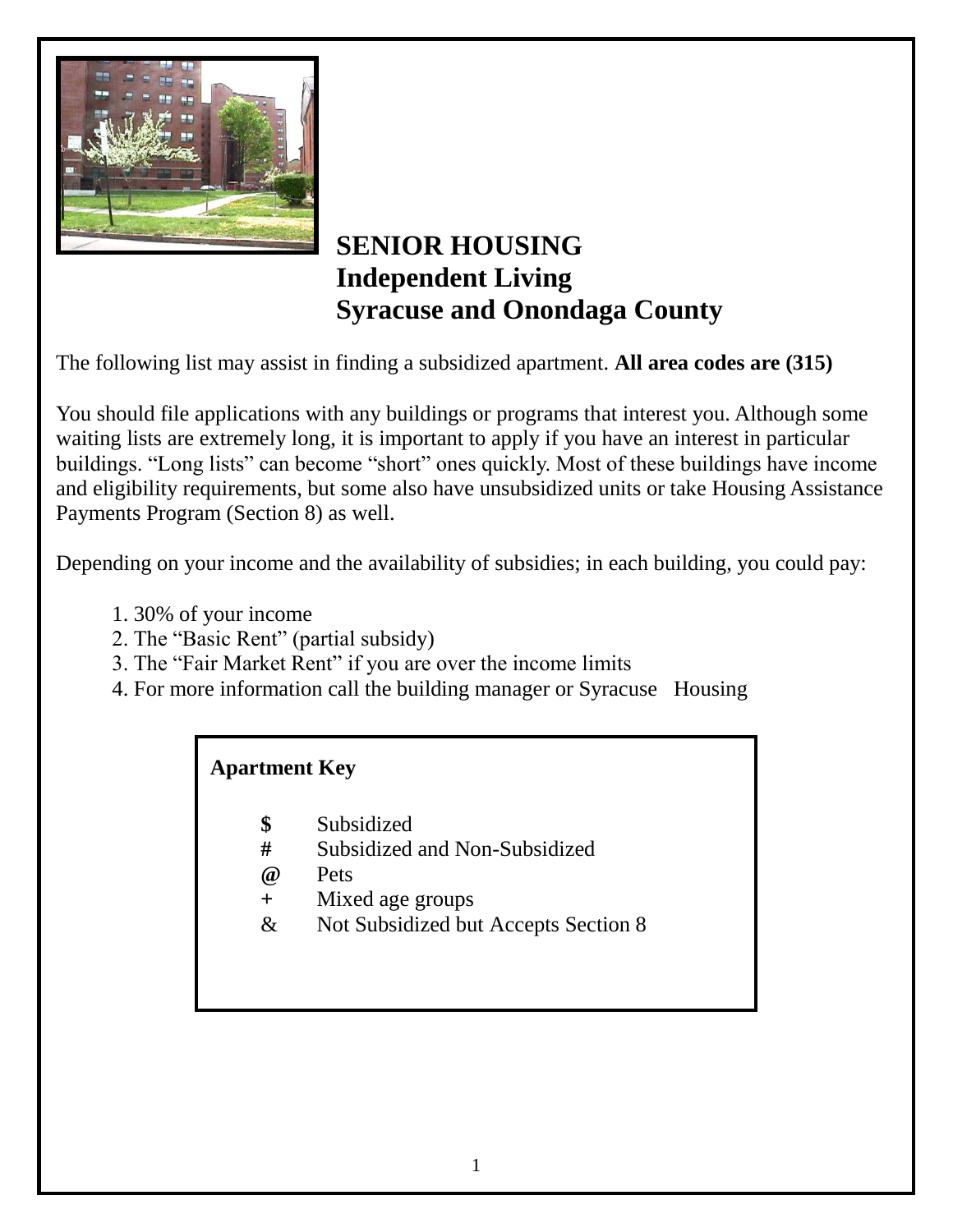# SENIOR HOUSING
# Independent Living
# Syracuse and Onondaga County

The following list may assist in finding a subsidized apartment. **All area codes are (315)**

You should file applications with any buildings or programs that interest you. Although some waiting lists are extremely long, it is important to apply if you have an interest in particular buildings. "Long lists" can become "short" ones quickly. Most of these buildings have income and eligibility requirements, but some also have unsubsidized units or take Housing Assistance Payments Program (Section 8) as well.

Depending on your income and the availability of subsidies; in each building, you could pay:

1. 30% of your income
2. The "Basic Rent" (partial subsidy)
3. The "Fair Market Rent" if you are over the income limits
4. For more information call the building manager or Syracuse Housing

**Apartment Key**

- **$** Subsidized
- **#** Subsidized and Non-Subsidized
- **@** Pets
- **+** Mixed age groups
- & Not Subsidized but Accepts Section 8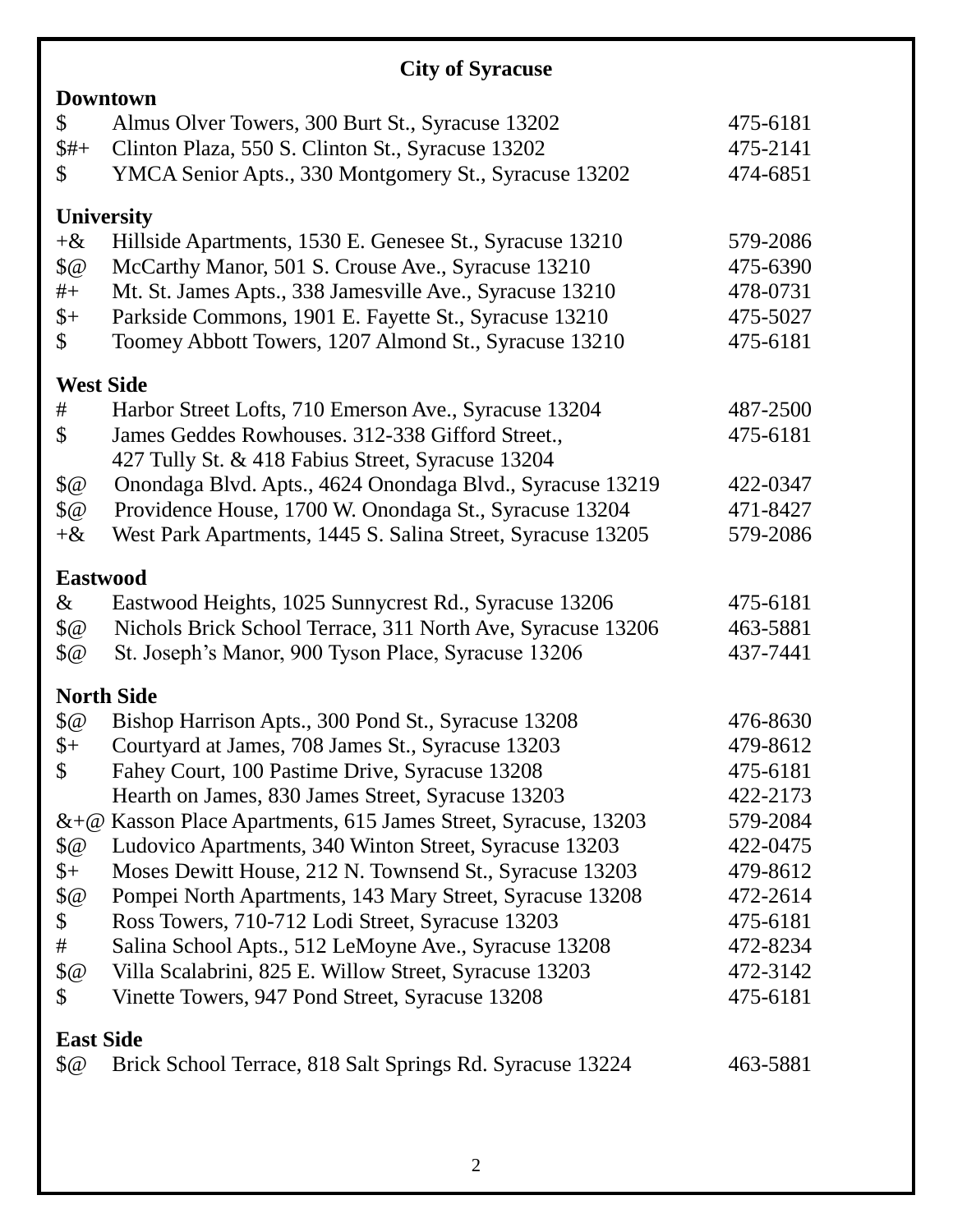# City of Syracuse

## Downtown

| | | |
|---|---|---|
| $ | Almus Olver Towers, 300 Burt St., Syracuse 13202 | 475-6181 |
| $#+ | Clinton Plaza, 550 S. Clinton St., Syracuse 13202 | 475-2141 |
| $ | YMCA Senior Apts., 330 Montgomery St., Syracuse 13202 | 474-6851 |

## University

| | | |
|---|---|---|
| +& | Hillside Apartments, 1530 E. Genesee St., Syracuse 13210 | 579-2086 |
| $@ | McCarthy Manor, 501 S. Crouse Ave., Syracuse 13210 | 475-6390 |
| #+ | Mt. St. James Apts., 338 Jamesville Ave., Syracuse 13210 | 478-0731 |
| $+ | Parkside Commons, 1901 E. Fayette St., Syracuse 13210 | 475-5027 |
| $ | Toomey Abbott Towers, 1207 Almond St., Syracuse 13210 | 475-6181 |

## West Side

| | | |
|---|---|---|
| # | Harbor Street Lofts, 710 Emerson Ave., Syracuse 13204 | 487-2500 |
| $ | James Geddes Rowhouses. 312-338 Gifford Street., 427 Tully St. & 418 Fabius Street, Syracuse 13204 | 475-6181 |
| $@ | Onondaga Blvd. Apts., 4624 Onondaga Blvd., Syracuse 13219 | 422-0347 |
| $@ | Providence House, 1700 W. Onondaga St., Syracuse 13204 | 471-8427 |
| +& | West Park Apartments, 1445 S. Salina Street, Syracuse 13205 | 579-2086 |

## Eastwood

| | | |
|---|---|---|
| & | Eastwood Heights, 1025 Sunnycrest Rd., Syracuse 13206 | 475-6181 |
| $@ | Nichols Brick School Terrace, 311 North Ave, Syracuse 13206 | 463-5881 |
| $@ | St. Joseph's Manor, 900 Tyson Place, Syracuse 13206 | 437-7441 |

## North Side

| | | |
|---|---|---|
| $@ | Bishop Harrison Apts., 300 Pond St., Syracuse 13208 | 476-8630 |
| $+ | Courtyard at James, 708 James St., Syracuse 13203 | 479-8612 |
| $ | Fahey Court, 100 Pastime Drive, Syracuse 13208 | 475-6181 |
| | Hearth on James, 830 James Street, Syracuse 13203 | 422-2173 |
| &+@ | Kasson Place Apartments, 615 James Street, Syracuse, 13203 | 579-2084 |
| $@ | Ludovico Apartments, 340 Winton Street, Syracuse 13203 | 422-0475 |
| $+ | Moses Dewitt House, 212 N. Townsend St., Syracuse 13203 | 479-8612 |
| $@ | Pompei North Apartments, 143 Mary Street, Syracuse 13208 | 472-2614 |
| $ | Ross Towers, 710-712 Lodi Street, Syracuse 13203 | 475-6181 |
| # | Salina School Apts., 512 LeMoyne Ave., Syracuse 13208 | 472-8234 |
| $@ | Villa Scalabrini, 825 E. Willow Street, Syracuse 13203 | 472-3142 |
| $ | Vinette Towers, 947 Pond Street, Syracuse 13208 | 475-6181 |

## East Side

| | | |
|---|---|---|
| $@ | Brick School Terrace, 818 Salt Springs Rd. Syracuse 13224 | 463-5881 |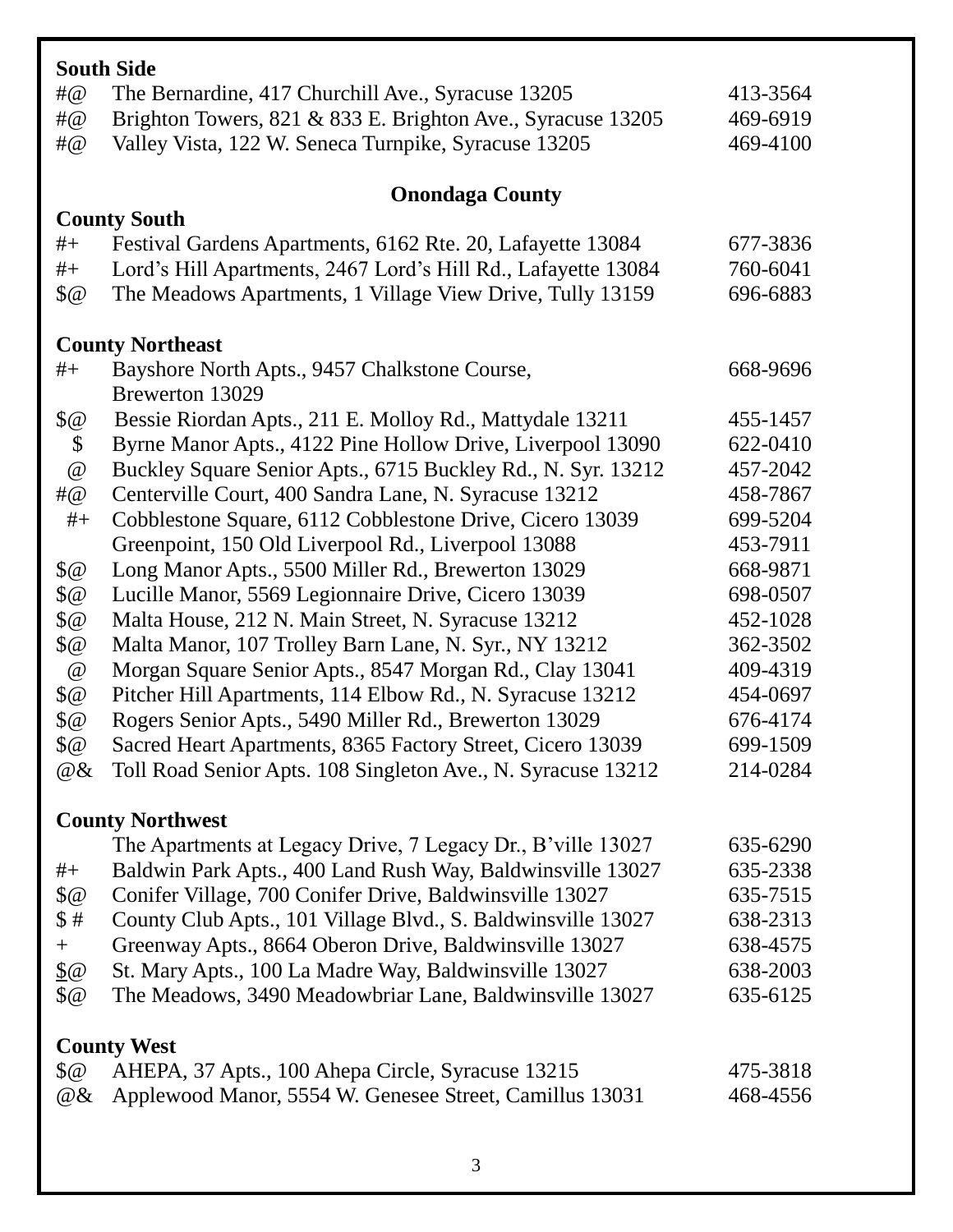**South Side**

| | | |
|---|---|---|
| #@ | The Bernardine, 417 Churchill Ave., Syracuse 13205 | 413-3564 |
| #@ | Brighton Towers, 821 & 833 E. Brighton Ave., Syracuse 13205 | 469-6919 |
| #@ | Valley Vista, 122 W. Seneca Turnpike, Syracuse 13205 | 469-4100 |

## Onondaga County

**County South**

| | | |
|---|---|---|
| #+ | Festival Gardens Apartments, 6162 Rte. 20, Lafayette 13084 | 677-3836 |
| #+ | Lord's Hill Apartments, 2467 Lord's Hill Rd., Lafayette 13084 | 760-6041 |
| $@ | The Meadows Apartments, 1 Village View Drive, Tully 13159 | 696-6883 |

**County Northeast**

| | | |
|---|---|---|
| #+ | Bayshore North Apts., 9457 Chalkstone Course, Brewerton 13029 | 668-9696 |
| $@ | Bessie Riordan Apts., 211 E. Molloy Rd., Mattydale 13211 | 455-1457 |
| $ | Byrne Manor Apts., 4122 Pine Hollow Drive, Liverpool 13090 | 622-0410 |
| @ | Buckley Square Senior Apts., 6715 Buckley Rd., N. Syr. 13212 | 457-2042 |
| #@ | Centerville Court, 400 Sandra Lane, N. Syracuse 13212 | 458-7867 |
| #+ | Cobblestone Square, 6112 Cobblestone Drive, Cicero 13039 | 699-5204 |
| | Greenpoint, 150 Old Liverpool Rd., Liverpool 13088 | 453-7911 |
| $@ | Long Manor Apts., 5500 Miller Rd., Brewerton 13029 | 668-9871 |
| $@ | Lucille Manor, 5569 Legionnaire Drive, Cicero 13039 | 698-0507 |
| $@ | Malta House, 212 N. Main Street, N. Syracuse 13212 | 452-1028 |
| $@ | Malta Manor, 107 Trolley Barn Lane, N. Syr., NY 13212 | 362-3502 |
| @ | Morgan Square Senior Apts., 8547 Morgan Rd., Clay 13041 | 409-4319 |
| $@ | Pitcher Hill Apartments, 114 Elbow Rd., N. Syracuse 13212 | 454-0697 |
| $@ | Rogers Senior Apts., 5490 Miller Rd., Brewerton 13029 | 676-4174 |
| $@ | Sacred Heart Apartments, 8365 Factory Street, Cicero 13039 | 699-1509 |
| @& | Toll Road Senior Apts. 108 Singleton Ave., N. Syracuse 13212 | 214-0284 |

**County Northwest**

| | | |
|---|---|---|
| | The Apartments at Legacy Drive, 7 Legacy Dr., B'ville 13027 | 635-6290 |
| #+ | Baldwin Park Apts., 400 Land Rush Way, Baldwinsville 13027 | 635-2338 |
| $@ | Conifer Village, 700 Conifer Drive, Baldwinsville 13027 | 635-7515 |
| $ # | County Club Apts., 101 Village Blvd., S. Baldwinsville 13027 | 638-2313 |
| + | Greenway Apts., 8664 Oberon Drive, Baldwinsville 13027 | 638-4575 |
| $@ | St. Mary Apts., 100 La Madre Way, Baldwinsville 13027 | 638-2003 |
| $@ | The Meadows, 3490 Meadowbriar Lane, Baldwinsville 13027 | 635-6125 |

**County West**

| | | |
|---|---|---|
| $@ | AHEPA, 37 Apts., 100 Ahepa Circle, Syracuse 13215 | 475-3818 |
| @& | Applewood Manor, 5554 W. Genesee Street, Camillus 13031 | 468-4556 |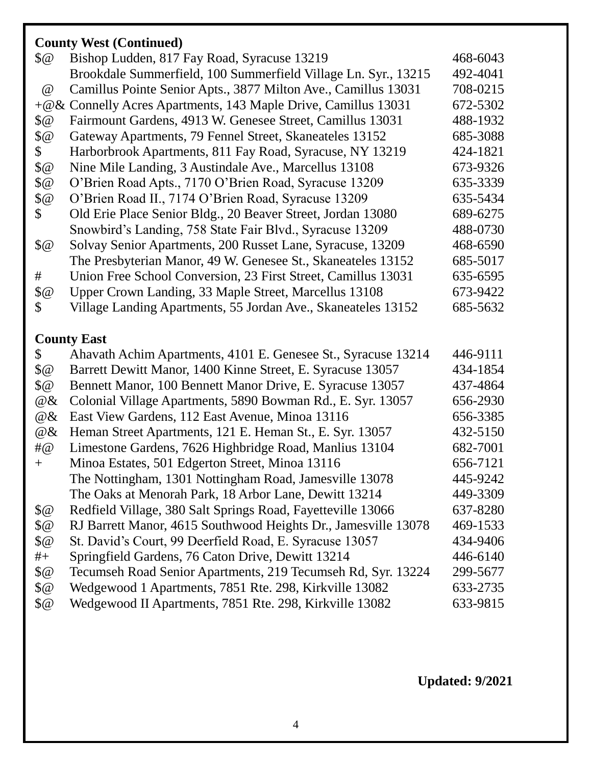**County West (Continued)**

| | | |
|---|---|---|
| $@ | Bishop Ludden, 817 Fay Road, Syracuse 13219 | 468-6043 |
| | Brookdale Summerfield, 100 Summerfield Village Ln. Syr., 13215 | 492-4041 |
| @ | Camillus Pointe Senior Apts., 3877 Milton Ave., Camillus 13031 | 708-0215 |
| +@& | Connelly Acres Apartments, 143 Maple Drive, Camillus 13031 | 672-5302 |
| $@ | Fairmount Gardens, 4913 W. Genesee Street, Camillus 13031 | 488-1932 |
| $@ | Gateway Apartments, 79 Fennel Street, Skaneateles 13152 | 685-3088 |
| $ | Harborbrook Apartments, 811 Fay Road, Syracuse, NY 13219 | 424-1821 |
| $@ | Nine Mile Landing, 3 Austindale Ave., Marcellus 13108 | 673-9326 |
| $@ | O'Brien Road Apts., 7170 O'Brien Road, Syracuse 13209 | 635-3339 |
| $@ | O'Brien Road II., 7174 O'Brien Road, Syracuse 13209 | 635-5434 |
| $ | Old Erie Place Senior Bldg., 20 Beaver Street, Jordan 13080 | 689-6275 |
| | Snowbird's Landing, 758 State Fair Blvd., Syracuse 13209 | 488-0730 |
| $@ | Solvay Senior Apartments, 200 Russet Lane, Syracuse, 13209 | 468-6590 |
| | The Presbyterian Manor, 49 W. Genesee St., Skaneateles 13152 | 685-5017 |
| # | Union Free School Conversion, 23 First Street, Camillus 13031 | 635-6595 |
| $@ | Upper Crown Landing, 33 Maple Street, Marcellus 13108 | 673-9422 |
| $ | Village Landing Apartments, 55 Jordan Ave., Skaneateles 13152 | 685-5632 |

**County East**

| | | |
|---|---|---|
| $ | Ahavath Achim Apartments, 4101 E. Genesee St., Syracuse 13214 | 446-9111 |
| $@ | Barrett Dewitt Manor, 1400 Kinne Street, E. Syracuse 13057 | 434-1854 |
| $@ | Bennett Manor, 100 Bennett Manor Drive, E. Syracuse 13057 | 437-4864 |
| @& | Colonial Village Apartments, 5890 Bowman Rd., E. Syr. 13057 | 656-2930 |
| @& | East View Gardens, 112 East Avenue, Minoa 13116 | 656-3385 |
| @& | Heman Street Apartments, 121 E. Heman St., E. Syr. 13057 | 432-5150 |
| #@ | Limestone Gardens, 7626 Highbridge Road, Manlius 13104 | 682-7001 |
| + | Minoa Estates, 501 Edgerton Street, Minoa 13116 | 656-7121 |
| | The Nottingham, 1301 Nottingham Road, Jamesville 13078 | 445-9242 |
| | The Oaks at Menorah Park, 18 Arbor Lane, Dewitt 13214 | 449-3309 |
| $@ | Redfield Village, 380 Salt Springs Road, Fayetteville 13066 | 637-8280 |
| $@ | RJ Barrett Manor, 4615 Southwood Heights Dr., Jamesville 13078 | 469-1533 |
| $@ | St. David's Court, 99 Deerfield Road, E. Syracuse 13057 | 434-9406 |
| #+ | Springfield Gardens, 76 Caton Drive, Dewitt 13214 | 446-6140 |
| $@ | Tecumseh Road Senior Apartments, 219 Tecumseh Rd, Syr. 13224 | 299-5677 |
| $@ | Wedgewood 1 Apartments, 7851 Rte. 298, Kirkville 13082 | 633-2735 |
| $@ | Wedgewood II Apartments, 7851 Rte. 298, Kirkville 13082 | 633-9815 |

**Updated: 9/2021**